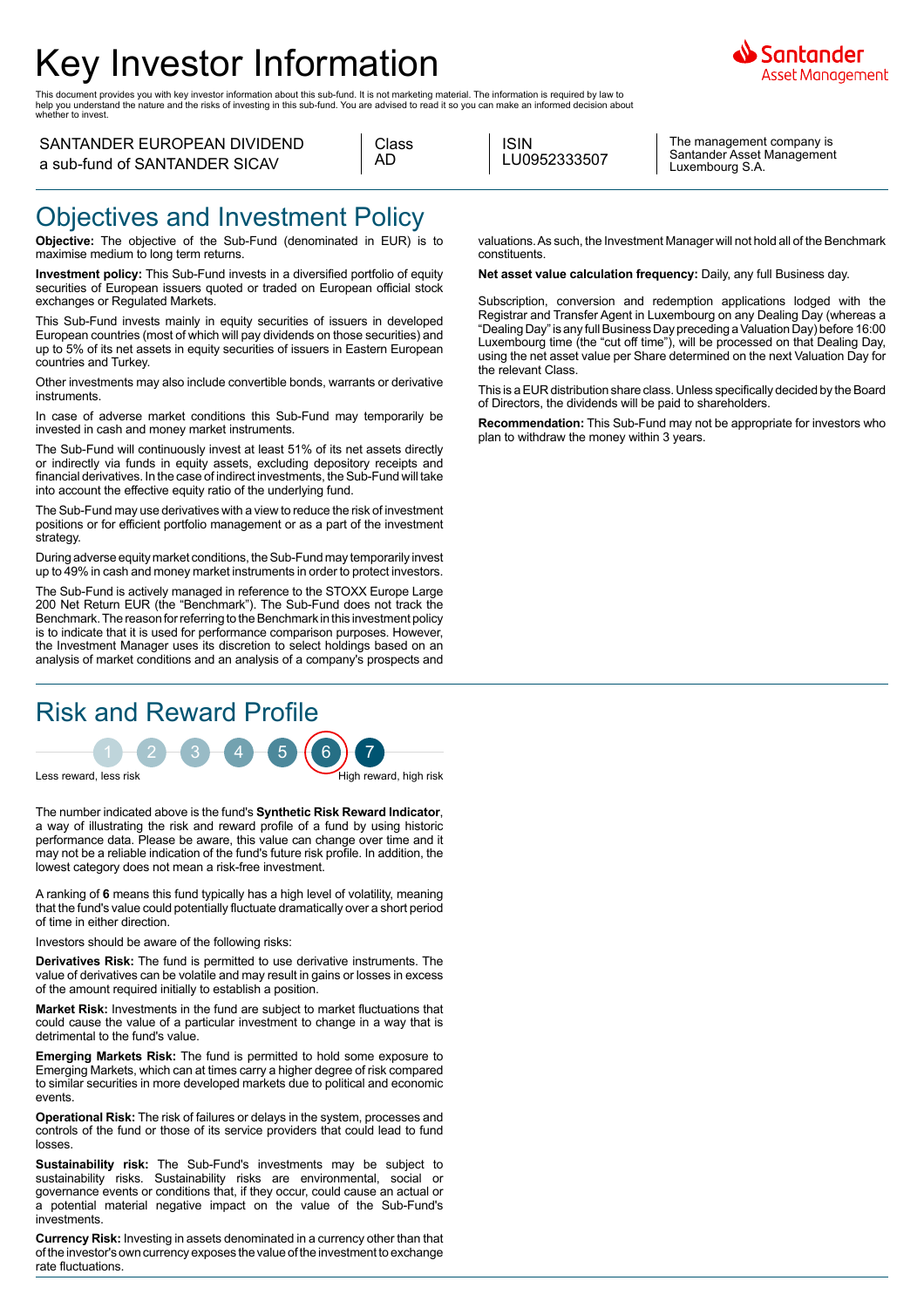# Key Investor Information

This document provides you with key investor information about this sub-fund. It is not marketing material. The information is required by law to help you understand the nature and the risks of investing in this sub-fund. You are advised to read it so you can make an informed decision about whether to invest.

SANTANDER EUROPEAN DIVIDEND
a sub-fund of SANTANDER SICAV

Class
AD

ISIN
LU0952333507

The management company is Santander Asset Management Luxembourg S.A.

## Objectives and Investment Policy

**Objective:** The objective of the Sub-Fund (denominated in EUR) is to maximise medium to long term returns.

**Investment policy:** This Sub-Fund invests in a diversified portfolio of equity securities of European issuers quoted or traded on European official stock exchanges or Regulated Markets.

This Sub-Fund invests mainly in equity securities of issuers in developed European countries (most of which will pay dividends on those securities) and up to 5% of its net assets in equity securities of issuers in Eastern European countries and Turkey.

Other investments may also include convertible bonds, warrants or derivative instruments.

In case of adverse market conditions this Sub-Fund may temporarily be invested in cash and money market instruments.

The Sub-Fund will continuously invest at least 51% of its net assets directly or indirectly via funds in equity assets, excluding depository receipts and financial derivatives. In the case of indirect investments, the Sub-Fund will take into account the effective equity ratio of the underlying fund.

The Sub-Fund may use derivatives with a view to reduce the risk of investment positions or for efficient portfolio management or as a part of the investment strategy.

During adverse equity market conditions, the Sub-Fund may temporarily invest up to 49% in cash and money market instruments in order to protect investors.

The Sub-Fund is actively managed in reference to the STOXX Europe Large 200 Net Return EUR (the "Benchmark"). The Sub-Fund does not track the Benchmark. The reason for referring to the Benchmark in this investment policy is to indicate that it is used for performance comparison purposes. However, the Investment Manager uses its discretion to select holdings based on an analysis of market conditions and an analysis of a company's prospects and valuations. As such, the Investment Manager will not hold all of the Benchmark constituents.

**Net asset value calculation frequency:** Daily, any full Business day.

Subscription, conversion and redemption applications lodged with the Registrar and Transfer Agent in Luxembourg on any Dealing Day (whereas a "Dealing Day" is any full Business Day preceding a Valuation Day) before 16:00 Luxembourg time (the "cut off time"), will be processed on that Dealing Day, using the net asset value per Share determined on the next Valuation Day for the relevant Class.

This is a EUR distribution share class. Unless specifically decided by the Board of Directors, the dividends will be paid to shareholders.

**Recommendation:** This Sub-Fund may not be appropriate for investors who plan to withdraw the money within 3 years.

## Risk and Reward Profile

1 2 3 4 5 **6** 7

Less reward, less risk — High reward, high risk

The number indicated above is the fund's **Synthetic Risk Reward Indicator**, a way of illustrating the risk and reward profile of a fund by using historic performance data. Please be aware, this value can change over time and it may not be a reliable indication of the fund's future risk profile. In addition, the lowest category does not mean a risk-free investment.

A ranking of **6** means this fund typically has a high level of volatility, meaning that the fund's value could potentially fluctuate dramatically over a short period of time in either direction.

Investors should be aware of the following risks:

**Derivatives Risk:** The fund is permitted to use derivative instruments. The value of derivatives can be volatile and may result in gains or losses in excess of the amount required initially to establish a position.

**Market Risk:** Investments in the fund are subject to market fluctuations that could cause the value of a particular investment to change in a way that is detrimental to the fund's value.

**Emerging Markets Risk:** The fund is permitted to hold some exposure to Emerging Markets, which can at times carry a higher degree of risk compared to similar securities in more developed markets due to political and economic events.

**Operational Risk:** The risk of failures or delays in the system, processes and controls of the fund or those of its service providers that could lead to fund losses.

**Sustainability risk:** The Sub-Fund's investments may be subject to sustainability risks. Sustainability risks are environmental, social or governance events or conditions that, if they occur, could cause an actual or a potential material negative impact on the value of the Sub-Fund's investments.

**Currency Risk:** Investing in assets denominated in a currency other than that of the investor's own currency exposes the value of the investment to exchange rate fluctuations.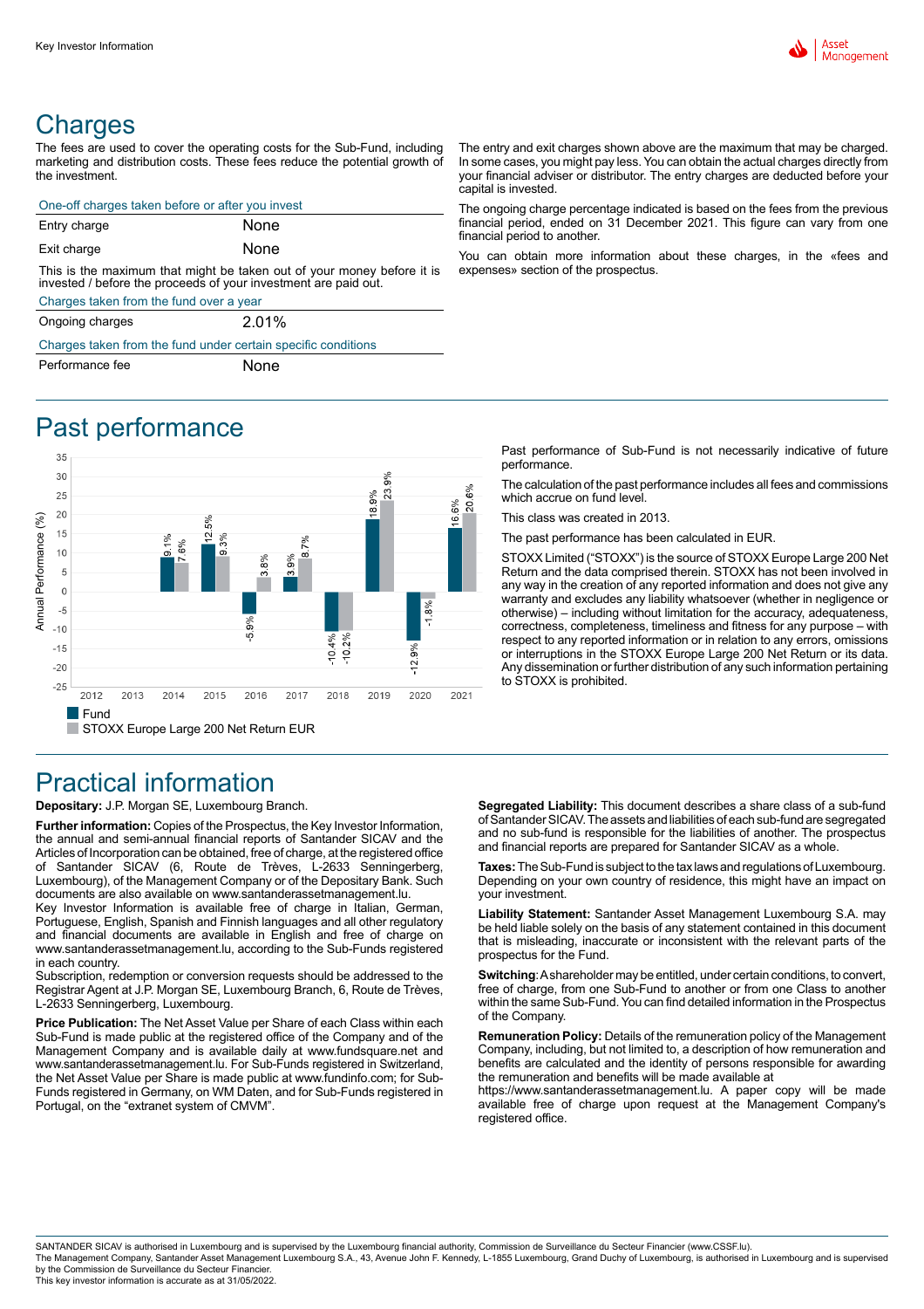## Charges

The fees are used to cover the operating costs for the Sub-Fund, including marketing and distribution costs. These fees reduce the potential growth of the investment.

| One-off charges taken before or after you invest | |
|---|---|
| Entry charge | None |
| Exit charge | None |
| This is the maximum that might be taken out of your money before it is invested / before the proceeds of your investment are paid out. | |
| **Charges taken from the fund over a year** | |
| Ongoing charges | 2.01% |
| **Charges taken from the fund under certain specific conditions** | |
| Performance fee | None |

The entry and exit charges shown above are the maximum that may be charged. In some cases, you might pay less. You can obtain the actual charges directly from your financial adviser or distributor. The entry charges are deducted before your capital is invested.

The ongoing charge percentage indicated is based on the fees from the previous financial period, ended on 31 December 2021. This figure can vary from one financial period to another.

You can obtain more information about these charges, in the «fees and expenses» section of the prospectus.

## Past performance

Annual Performance (%)

35
30
25
20
15
10
5
0
-5
-10
-15
-20
-25

2012 2013 2014 2015 2016 2017 2018 2019 2020 2021

9.1% 7.6%
12.5% 9.3%
-5.9% 3.8%
3.9% 8.7%
-10.4% -10.2%
18.9% 23.9%
-12.9% -1.8%
16.6% 20.6%

Fund
STOXX Europe Large 200 Net Return EUR

Past performance of Sub-Fund is not necessarily indicative of future performance.

The calculation of the past performance includes all fees and commissions which accrue on fund level.

This class was created in 2013.

The past performance has been calculated in EUR.

STOXX Limited ("STOXX") is the source of STOXX Europe Large 200 Net Return and the data comprised therein. STOXX has not been involved in any way in the creation of any reported information and does not give any warranty and excludes any liability whatsoever (whether in negligence or otherwise) – including without limitation for the accuracy, adequateness, correctness, completeness, timeliness and fitness for any purpose – with respect to any reported information or in relation to any errors, omissions or interruptions in the STOXX Europe Large 200 Net Return or its data. Any dissemination or further distribution of any such information pertaining to STOXX is prohibited.

## Practical information

**Depositary:** J.P. Morgan SE, Luxembourg Branch.

**Further information:** Copies of the Prospectus, the Key Investor Information, the annual and semi-annual financial reports of Santander SICAV and the Articles of Incorporation can be obtained, free of charge, at the registered office of Santander SICAV (6, Route de Trèves, L-2633 Senningerberg, Luxembourg), of the Management Company or of the Depositary Bank. Such documents are also available on www.santanderassetmanagement.lu.
Key Investor Information is available free of charge in Italian, German, Portuguese, English, Spanish and Finnish languages and all other regulatory and financial documents are available in English and free of charge on www.santanderassetmanagement.lu, according to the Sub-Funds registered in each country.
Subscription, redemption or conversion requests should be addressed to the Registrar Agent at J.P. Morgan SE, Luxembourg Branch, 6, Route de Trèves, L-2633 Senningerberg, Luxembourg.

**Price Publication:** The Net Asset Value per Share of each Class within each Sub-Fund is made public at the registered office of the Company and of the Management Company and is available daily at www.fundsquare.net and www.santanderassetmanagement.lu. For Sub-Funds registered in Switzerland, the Net Asset Value per Share is made public at www.fundinfo.com; for Sub-Funds registered in Germany, on WM Daten, and for Sub-Funds registered in Portugal, on the "extranet system of CMVM".

**Segregated Liability:** This document describes a share class of a sub-fund of Santander SICAV. The assets and liabilities of each sub-fund are segregated and no sub-fund is responsible for the liabilities of another. The prospectus and financial reports are prepared for Santander SICAV as a whole.

**Taxes:** The Sub-Fund is subject to the tax laws and regulations of Luxembourg. Depending on your own country of residence, this might have an impact on your investment.

**Liability Statement:** Santander Asset Management Luxembourg S.A. may be held liable solely on the basis of any statement contained in this document that is misleading, inaccurate or inconsistent with the relevant parts of the prospectus for the Fund.

**Switching**: A shareholder may be entitled, under certain conditions, to convert, free of charge, from one Sub-Fund to another or from one Class to another within the same Sub-Fund. You can find detailed information in the Prospectus of the Company.

**Remuneration Policy:** Details of the remuneration policy of the Management Company, including, but not limited to, a description of how remuneration and benefits are calculated and the identity of persons responsible for awarding the remuneration and benefits will be made available at https://www.santanderassetmanagement.lu. A paper copy will be made available free of charge upon request at the Management Company's registered office.

SANTANDER SICAV is authorised in Luxembourg and is supervised by the Luxembourg financial authority, Commission de Surveillance du Secteur Financier (www.CSSF.lu).
The Management Company, Santander Asset Management Luxembourg S.A., 43, Avenue John F. Kennedy, L-1855 Luxembourg, Grand Duchy of Luxembourg, is authorised in Luxembourg and is supervised by the Commission de Surveillance du Secteur Financier.
This key investor information is accurate as at 31/05/2022.